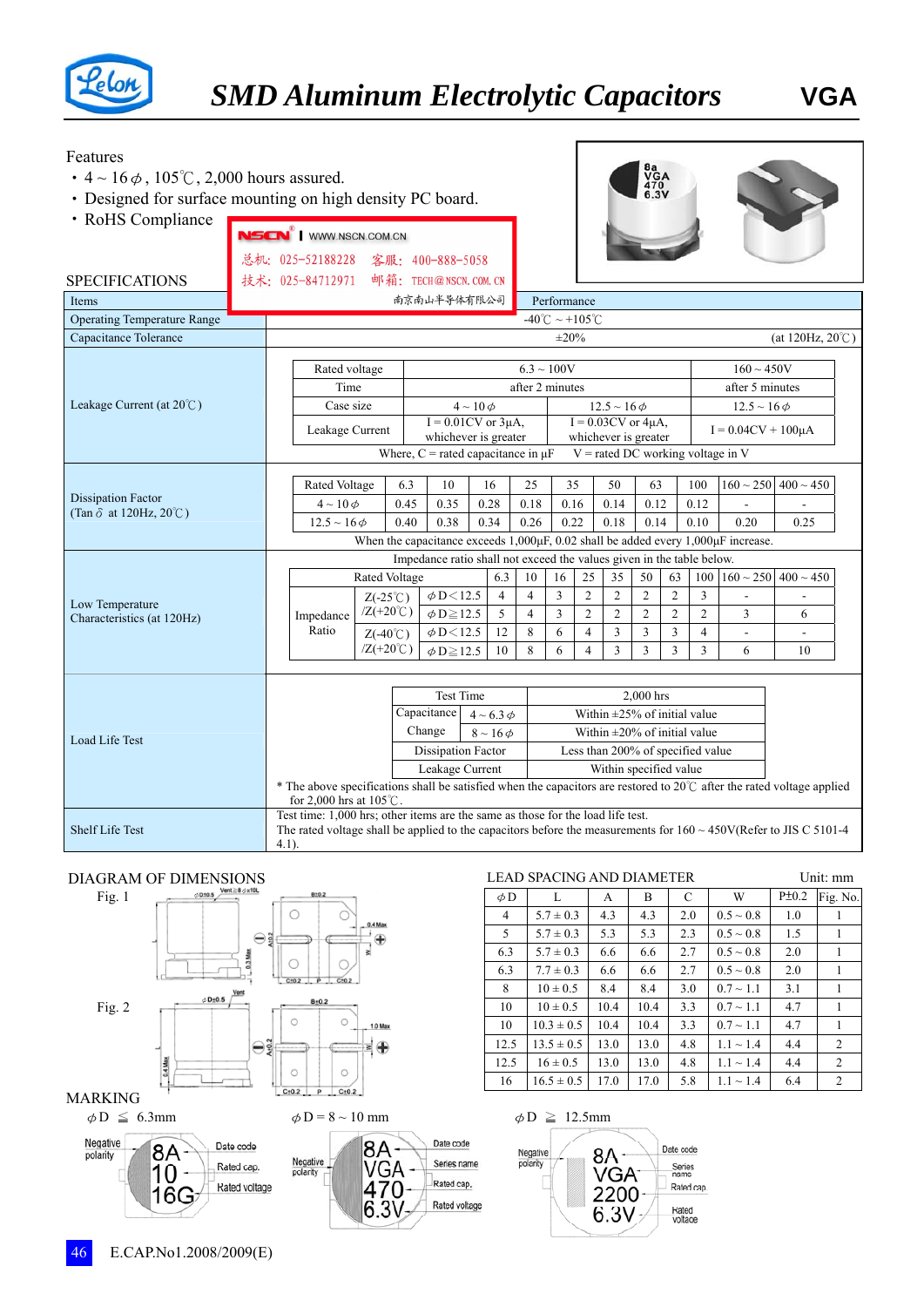# SMD Aluminum Electrolytic Capacitors VGA

## Features

- 4 ~ 16 φ, 105℃, 2,000 hours assured.
- Designed for surface mounting on high density PC board.
- RoHS Compliance

NSCN WWW.NSCN.COM.CN
总机: 025-52188228　客服: 400-888-5058
技术: 025-84712971　邮箱: TECH@NSCN.COM.CN
南京南山半导体有限公司

## SPECIFICATIONS

| Items | Performance |
|---|---|
| Operating Temperature Range | -40℃ ~ +105℃ |
| Capacitance Tolerance | ±20% (at 120Hz, 20℃) |
| Leakage Current (at 20℃) | see table below |
| Dissipation Factor (Tan δ at 120Hz, 20℃) | see table below |
| Low Temperature Characteristics (at 120Hz) | see table below |
| Load Life Test | see table below |
| Shelf Life Test | Test time: 1,000 hrs; other items are the same as those for the load life test. The rated voltage shall be applied to the capacitors before the measurements for 160 ~ 450V(Refer to JIS C 5101-4 4.1). |

**Leakage Current (at 20℃)**

| Rated voltage | 6.3 ~ 100V | | 160 ~ 450V |
|---|---|---|---|
| Time | after 2 minutes | | after 5 minutes |
| Case size | 4 ~ 10 φ | 12.5 ~ 16 φ | 12.5 ~ 16 φ |
| Leakage Current | I = 0.01CV or 3μA, whichever is greater | I = 0.03CV or 4μA, whichever is greater | I = 0.04CV + 100μA |

Where, C = rated capacitance in μF　V = rated DC working voltage in V

**Dissipation Factor (Tan δ at 120Hz, 20℃)**

| Rated Voltage | 6.3 | 10 | 16 | 25 | 35 | 50 | 63 | 100 | 160 ~ 250 | 400 ~ 450 |
|---|---|---|---|---|---|---|---|---|---|---|
| 4 ~ 10 φ | 0.45 | 0.35 | 0.28 | 0.18 | 0.16 | 0.14 | 0.12 | 0.12 | - | - |
| 12.5 ~ 16 φ | 0.40 | 0.38 | 0.34 | 0.26 | 0.22 | 0.18 | 0.14 | 0.10 | 0.20 | 0.25 |

When the capacitance exceeds 1,000μF, 0.02 shall be added every 1,000μF increase.

**Low Temperature Characteristics (at 120Hz)**

Impedance ratio shall not exceed the values given in the table below.

| Rated Voltage | | | 6.3 | 10 | 16 | 25 | 35 | 50 | 63 | 100 | 160 ~ 250 | 400 ~ 450 |
|---|---|---|---|---|---|---|---|---|---|---|---|---|
| Impedance Ratio | Z(-25℃)/Z(+20℃) | φD < 12.5 | 4 | 4 | 3 | 2 | 2 | 2 | 2 | 3 | - | - |
| | | φD ≧ 12.5 | 5 | 4 | 3 | 2 | 2 | 2 | 2 | 2 | 3 | 6 |
| | Z(-40℃)/Z(+20℃) | φD < 12.5 | 12 | 8 | 6 | 4 | 3 | 3 | 3 | 4 | - | - |
| | | φD ≧ 12.5 | 10 | 8 | 6 | 4 | 3 | 3 | 3 | 3 | 6 | 10 |

**Load Life Test**

| Test Time | | 2,000 hrs |
|---|---|---|
| Capacitance Change | 4 ~ 6.3 φ | Within ±25% of initial value |
| | 8 ~ 16 φ | Within ±20% of initial value |
| Dissipation Factor | | Less than 200% of specified value |
| Leakage Current | | Within specified value |

* The above specifications shall be satisfied when the capacitors are restored to 20℃ after the rated voltage applied for 2,000 hrs at 105℃.

## DIAGRAM OF DIMENSIONS

Fig. 1

Fig. 2

## LEAD SPACING AND DIAMETER

Unit: mm

| φD | L | A | B | C | W | P±0.2 | Fig. No. |
|---|---|---|---|---|---|---|---|
| 4 | 5.7 ± 0.3 | 4.3 | 4.3 | 2.0 | 0.5 ~ 0.8 | 1.0 | 1 |
| 5 | 5.7 ± 0.3 | 5.3 | 5.3 | 2.3 | 0.5 ~ 0.8 | 1.5 | 1 |
| 6.3 | 5.7 ± 0.3 | 6.6 | 6.6 | 2.7 | 0.5 ~ 0.8 | 2.0 | 1 |
| 6.3 | 7.7 ± 0.3 | 6.6 | 6.6 | 2.7 | 0.5 ~ 0.8 | 2.0 | 1 |
| 8 | 10 ± 0.5 | 8.4 | 8.4 | 3.0 | 0.7 ~ 1.1 | 3.1 | 1 |
| 10 | 10 ± 0.5 | 10.4 | 10.4 | 3.3 | 0.7 ~ 1.1 | 4.7 | 1 |
| 10 | 10.3 ± 0.5 | 10.4 | 10.4 | 3.3 | 0.7 ~ 1.1 | 4.7 | 1 |
| 12.5 | 13.5 ± 0.5 | 13.0 | 13.0 | 4.8 | 1.1 ~ 1.4 | 4.4 | 2 |
| 12.5 | 16 ± 0.5 | 13.0 | 13.0 | 4.8 | 1.1 ~ 1.4 | 4.4 | 2 |
| 16 | 16.5 ± 0.5 | 17.0 | 17.0 | 5.8 | 1.1 ~ 1.4 | 6.4 | 2 |

## MARKING

φD ≦ 6.3mm: Negative polarity; 8A – Date code; 10 – Rated cap.; 16G – Rated voltage

φD = 8 ~ 10 mm: Negative polarity; 8A – Date code; VGA – Series name; 470 – Rated cap.; 6.3V – Rated voltage

φD ≧ 12.5mm: Negative polarity; 8A – Date code; VGA – Series name; 2200 – Rated cap.; 6.3V – Rated voltage

E.CAP.No1.2008/2009(E)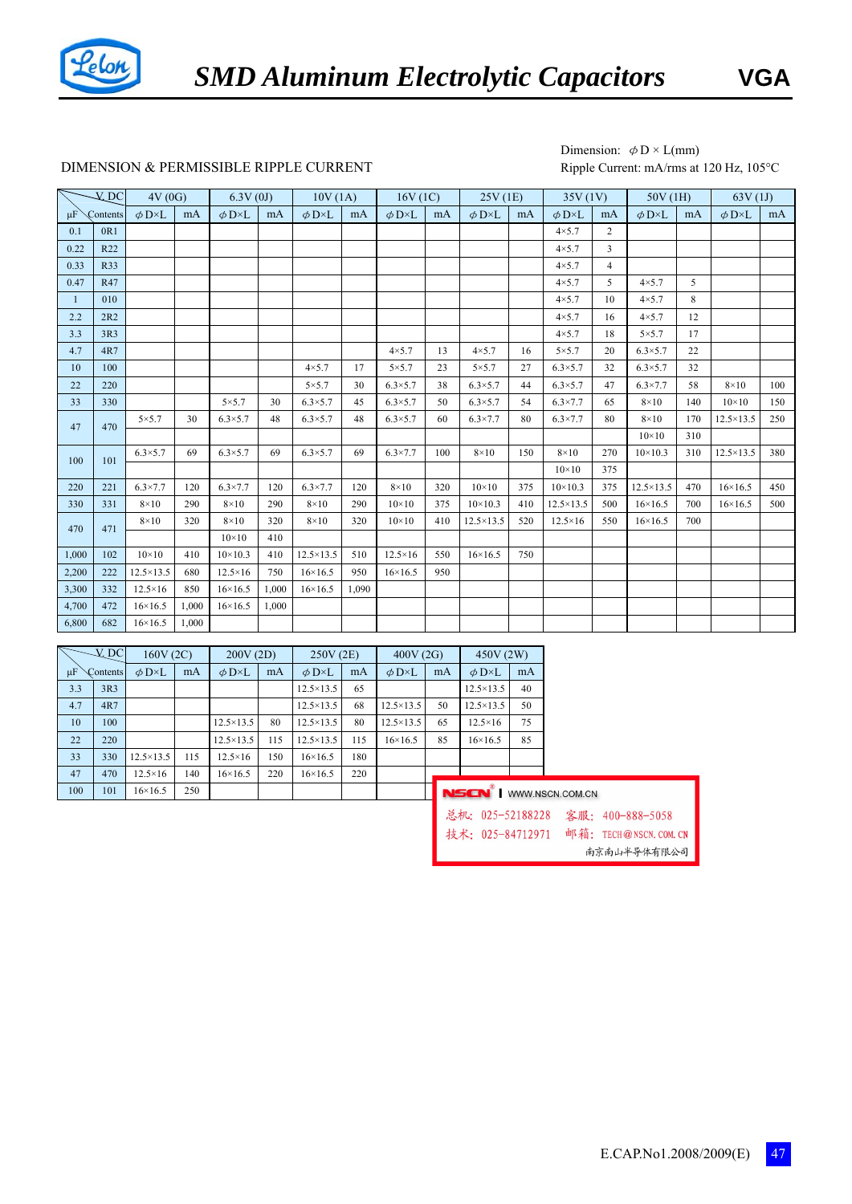# SMD Aluminum Electrolytic Capacitors **VGA**

DIMENSION & PERMISSIBLE RIPPLE CURRENT

Dimension: ϕD × L(mm)
Ripple Current: mA/rms at 120 Hz, 105°C

| μF | V.DC / Contents | 4V (0G) | | 6.3V (0J) | | 10V (1A) | | 16V (1C) | | 25V (1E) | | 35V (1V) | | 50V (1H) | | 63V (1J) | |
|---|---|---|---|---|---|---|---|---|---|---|---|---|---|---|---|---|---|
| | | ϕD×L | mA | ϕD×L | mA | ϕD×L | mA | ϕD×L | mA | ϕD×L | mA | ϕD×L | mA | ϕD×L | mA | ϕD×L | mA |
| 0.1 | 0R1 | | | | | | | | | | | 4×5.7 | 2 | | | | |
| 0.22 | R22 | | | | | | | | | | | 4×5.7 | 3 | | | | |
| 0.33 | R33 | | | | | | | | | | | 4×5.7 | 4 | | | | |
| 0.47 | R47 | | | | | | | | | | | 4×5.7 | 5 | 4×5.7 | 5 | | |
| 1 | 010 | | | | | | | | | | | 4×5.7 | 10 | 4×5.7 | 8 | | |
| 2.2 | 2R2 | | | | | | | | | | | 4×5.7 | 16 | 4×5.7 | 12 | | |
| 3.3 | 3R3 | | | | | | | | | | | 4×5.7 | 18 | 5×5.7 | 17 | | |
| 4.7 | 4R7 | | | | | | | 4×5.7 | 13 | 4×5.7 | 16 | 5×5.7 | 20 | 6.3×5.7 | 22 | | |
| 10 | 100 | | | | | 4×5.7 | 17 | 5×5.7 | 23 | 5×5.7 | 27 | 6.3×5.7 | 32 | 6.3×5.7 | 32 | | |
| 22 | 220 | | | | | 5×5.7 | 30 | 6.3×5.7 | 38 | 6.3×5.7 | 44 | 6.3×5.7 | 47 | 6.3×7.7 | 58 | 8×10 | 100 |
| 33 | 330 | | | 5×5.7 | 30 | 6.3×5.7 | 45 | 6.3×5.7 | 50 | 6.3×5.7 | 54 | 6.3×7.7 | 65 | 8×10 | 140 | 10×10 | 150 |
| 47 | 470 | 5×5.7 | 30 | 6.3×5.7 | 48 | 6.3×5.7 | 48 | 6.3×5.7 | 60 | 6.3×7.7 | 80 | 6.3×7.7 | 80 | 8×10 | 170 | 12.5×13.5 | 250 |
| | | | | | | | | | | | | | | 10×10 | 310 | | |
| 100 | 101 | 6.3×5.7 | 69 | 6.3×5.7 | 69 | 6.3×5.7 | 69 | 6.3×7.7 | 100 | 8×10 | 150 | 8×10 | 270 | 10×10.3 | 310 | 12.5×13.5 | 380 |
| | | | | | | | | | | | | 10×10 | 375 | | | | |
| 220 | 221 | 6.3×7.7 | 120 | 6.3×7.7 | 120 | 6.3×7.7 | 120 | 8×10 | 320 | 10×10 | 375 | 10×10.3 | 375 | 12.5×13.5 | 470 | 16×16.5 | 450 |
| 330 | 331 | 8×10 | 290 | 8×10 | 290 | 8×10 | 290 | 10×10 | 375 | 10×10.3 | 410 | 12.5×13.5 | 500 | 16×16.5 | 700 | 16×16.5 | 500 |
| 470 | 471 | 8×10 | 320 | 8×10 | 320 | 8×10 | 320 | 10×10 | 410 | 12.5×13.5 | 520 | 12.5×16 | 550 | 16×16.5 | 700 | | |
| | | | | 10×10 | 410 | | | | | | | | | | | | |
| 1,000 | 102 | 10×10 | 410 | 10×10.3 | 410 | 12.5×13.5 | 510 | 12.5×16 | 550 | 16×16.5 | 750 | | | | | | |
| 2,200 | 222 | 12.5×13.5 | 680 | 12.5×16 | 750 | 16×16.5 | 950 | 16×16.5 | 950 | | | | | | | | |
| 3,300 | 332 | 12.5×16 | 850 | 16×16.5 | 1,000 | 16×16.5 | 1,090 | | | | | | | | | | |
| 4,700 | 472 | 16×16.5 | 1,000 | 16×16.5 | 1,000 | | | | | | | | | | | | |
| 6,800 | 682 | 16×16.5 | 1,000 | | | | | | | | | | | | | | |

| μF | V.DC / Contents | 160V (2C) | | 200V (2D) | | 250V (2E) | | 400V (2G) | | 450V (2W) | |
|---|---|---|---|---|---|---|---|---|---|---|---|
| | | ϕD×L | mA | ϕD×L | mA | ϕD×L | mA | ϕD×L | mA | ϕD×L | mA |
| 3.3 | 3R3 | | | | | 12.5×13.5 | 65 | | | 12.5×13.5 | 40 |
| 4.7 | 4R7 | | | | | 12.5×13.5 | 68 | 12.5×13.5 | 50 | 12.5×13.5 | 50 |
| 10 | 100 | | | 12.5×13.5 | 80 | 12.5×13.5 | 80 | 12.5×13.5 | 65 | 12.5×16 | 75 |
| 22 | 220 | | | 12.5×13.5 | 115 | 12.5×13.5 | 115 | 16×16.5 | 85 | 16×16.5 | 85 |
| 33 | 330 | 12.5×13.5 | 115 | 12.5×16 | 150 | 16×16.5 | 180 | | | | |
| 47 | 470 | 12.5×16 | 140 | 16×16.5 | 220 | 16×16.5 | 220 | | | | |
| 100 | 101 | 16×16.5 | 250 | | | | | | | | |

NSCN | WWW.NSCN.COM.CN
总机：025-52188228 客服：400-888-5058
技术：025-84712971 邮箱：TECH@NSCN.COM.CN
南京南山半导体有限公司

E.CAP.No1.2008/2009(E)